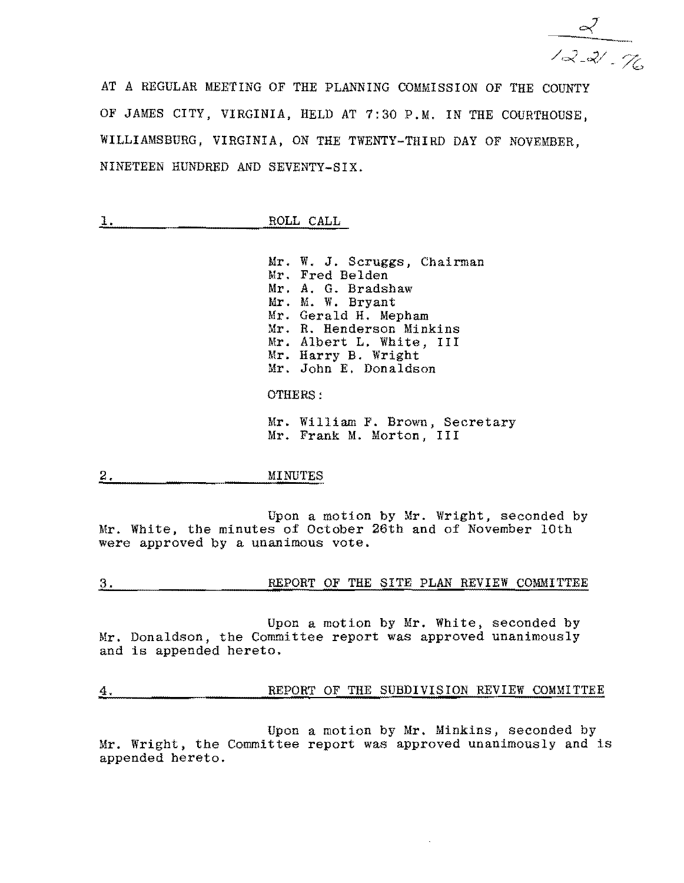2
12-21-76

AT A REGULAR MEETING OF THE PLANNING COMMISSION OF THE COUNTY OF JAMES CITY, VIRGINIA, HELD AT 7:30 P.M. IN THE COURTHOUSE, WILLIAMSBURG, VIRGINIA, ON THE TWENTY-THIRD DAY OF NOVEMBER, NINETEEN HUNDRED AND SEVENTY-SIX.

## 1. ROLL CALL

Mr. W. J. Scruggs, Chairman
Mr. Fred Belden
Mr. A. G. Bradshaw
Mr. M. W. Bryant
Mr. Gerald H. Mepham
Mr. R. Henderson Minkins
Mr. Albert L. White, III
Mr. Harry B. Wright
Mr. John E. Donaldson

OTHERS:

Mr. William F. Brown, Secretary
Mr. Frank M. Morton, III

## 2. MINUTES

Upon a motion by Mr. Wright, seconded by Mr. White, the minutes of October 26th and of November 10th were approved by a unanimous vote.

## 3. REPORT OF THE SITE PLAN REVIEW COMMITTEE

Upon a motion by Mr. White, seconded by Mr. Donaldson, the Committee report was approved unanimously and is appended hereto.

## 4. REPORT OF THE SUBDIVISION REVIEW COMMITTEE

Upon a motion by Mr. Minkins, seconded by Mr. Wright, the Committee report was approved unanimously and is appended hereto.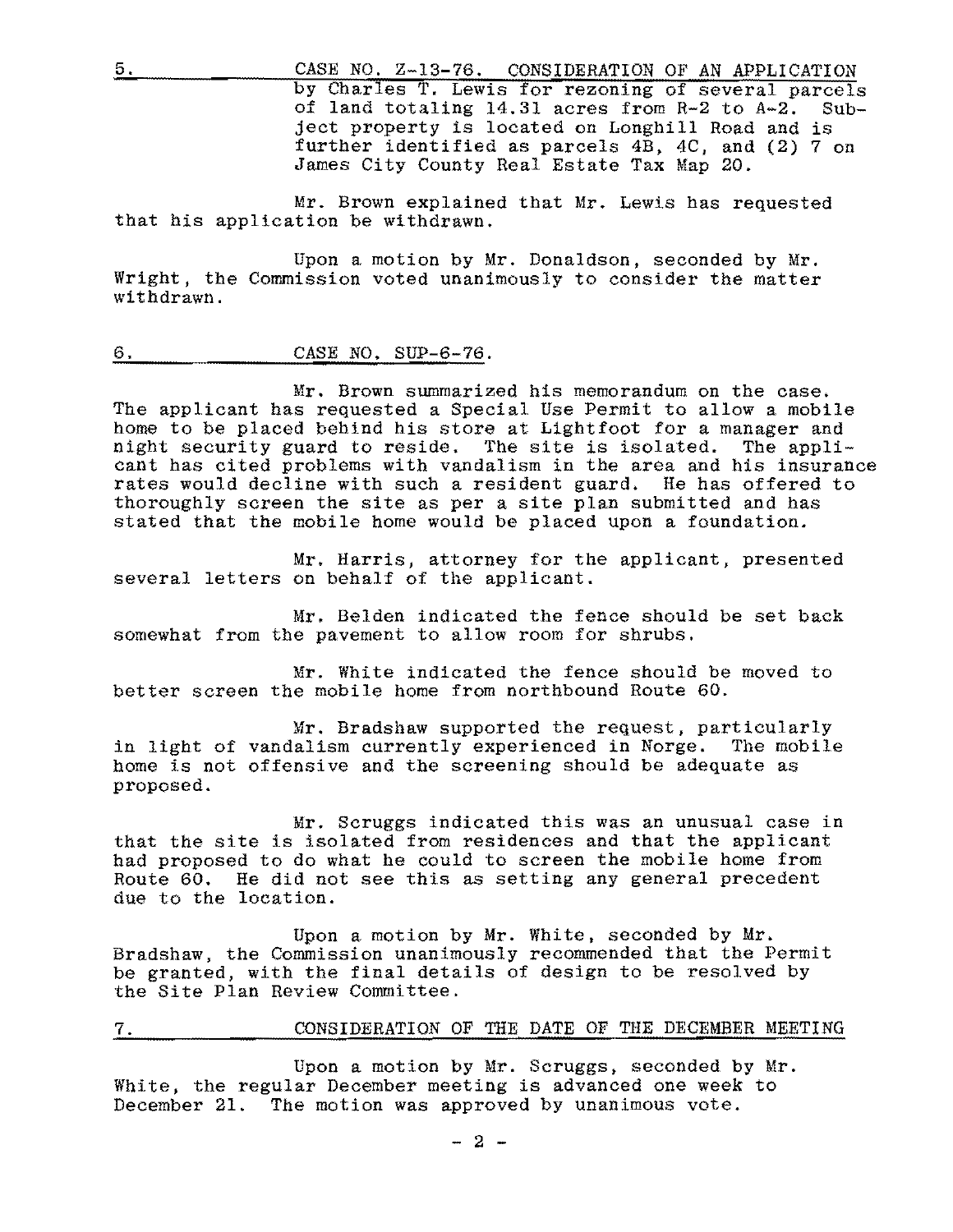5. CASE NO. Z-13-76. CONSIDERATION OF AN APPLICATION by Charles T. Lewis for rezoning of several parcels of land totaling 14.31 acres from R-2 to A-2. Subject property is located on Longhill Road and is further identified as parcels 4B, 4C, and (2) 7 on James City County Real Estate Tax Map 20.

Mr. Brown explained that Mr. Lewis has requested that his application be withdrawn.

Upon a motion by Mr. Donaldson, seconded by Mr. Wright, the Commission voted unanimously to consider the matter withdrawn.

6. CASE NO. SUP-6-76.

Mr. Brown summarized his memorandum on the case. The applicant has requested a Special Use Permit to allow a mobile home to be placed behind his store at Lightfoot for a manager and night security guard to reside. The site is isolated. The applicant has cited problems with vandalism in the area and his insurance rates would decline with such a resident guard. He has offered to thoroughly screen the site as per a site plan submitted and has stated that the mobile home would be placed upon a foundation.

Mr. Harris, attorney for the applicant, presented several letters on behalf of the applicant.

Mr. Belden indicated the fence should be set back somewhat from the pavement to allow room for shrubs.

Mr. White indicated the fence should be moved to better screen the mobile home from northbound Route 60.

Mr. Bradshaw supported the request, particularly in light of vandalism currently experienced in Norge. The mobile home is not offensive and the screening should be adequate as proposed.

Mr. Scruggs indicated this was an unusual case in that the site is isolated from residences and that the applicant had proposed to do what he could to screen the mobile home from Route 60. He did not see this as setting any general precedent due to the location.

Upon a motion by Mr. White, seconded by Mr. Bradshaw, the Commission unanimously recommended that the Permit be granted, with the final details of design to be resolved by the Site Plan Review Committee.

7. CONSIDERATION OF THE DATE OF THE DECEMBER MEETING

Upon a motion by Mr. Scruggs, seconded by Mr. White, the regular December meeting is advanced one week to December 21. The motion was approved by unanimous vote.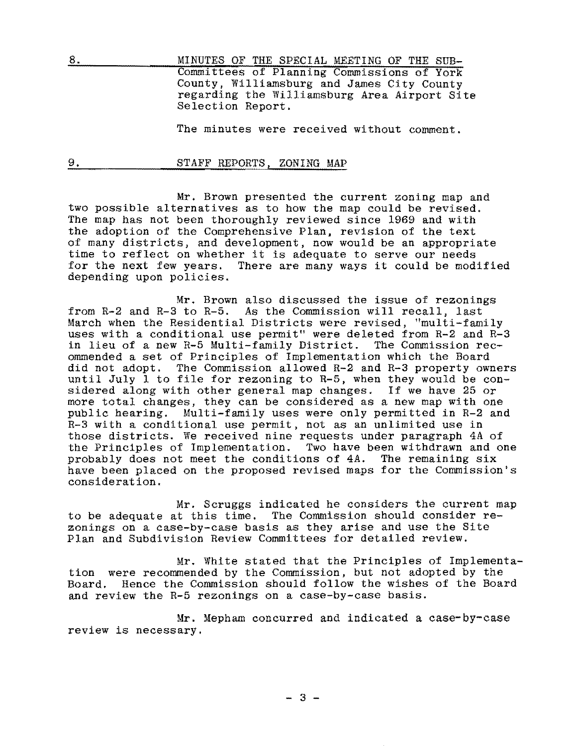8. MINUTES OF THE SPECIAL MEETING OF THE SUB-Committees of Planning Commissions of York County, Williamsburg and James City County regarding the Williamsburg Area Airport Site Selection Report.

The minutes were received without comment.

9. STAFF REPORTS, ZONING MAP

Mr. Brown presented the current zoning map and two possible alternatives as to how the map could be revised. The map has not been thoroughly reviewed since 1969 and with the adoption of the Comprehensive Plan, revision of the text of many districts, and development, now would be an appropriate time to reflect on whether it is adequate to serve our needs for the next few years. There are many ways it could be modified depending upon policies.

Mr. Brown also discussed the issue of rezonings from R-2 and R-3 to R-5. As the Commission will recall, last March when the Residential Districts were revised, "multi-family uses with a conditional use permit" were deleted from R-2 and R-3 in lieu of a new R-5 Multi-family District. The Commission recommended a set of Principles of Implementation which the Board did not adopt. The Commission allowed R-2 and R-3 property owners until July 1 to file for rezoning to R-5, when they would be considered along with other general map changes. If we have 25 or more total changes, they can be considered as a new map with one public hearing. Multi-family uses were only permitted in R-2 and R-3 with a conditional use permit, not as an unlimited use in those districts. We received nine requests under paragraph 4A of the Principles of Implementation. Two have been withdrawn and one probably does not meet the conditions of 4A. The remaining six have been placed on the proposed revised maps for the Commission's consideration.

Mr. Scruggs indicated he considers the current map to be adequate at this time. The Commission should consider rezonings on a case-by-case basis as they arise and use the Site Plan and Subdivision Review Committees for detailed review.

Mr. White stated that the Principles of Implementation were recommended by the Commission, but not adopted by the Board. Hence the Commission should follow the wishes of the Board and review the R-5 rezonings on a case-by-case basis.

Mr. Mepham concurred and indicated a case-by-case review is necessary.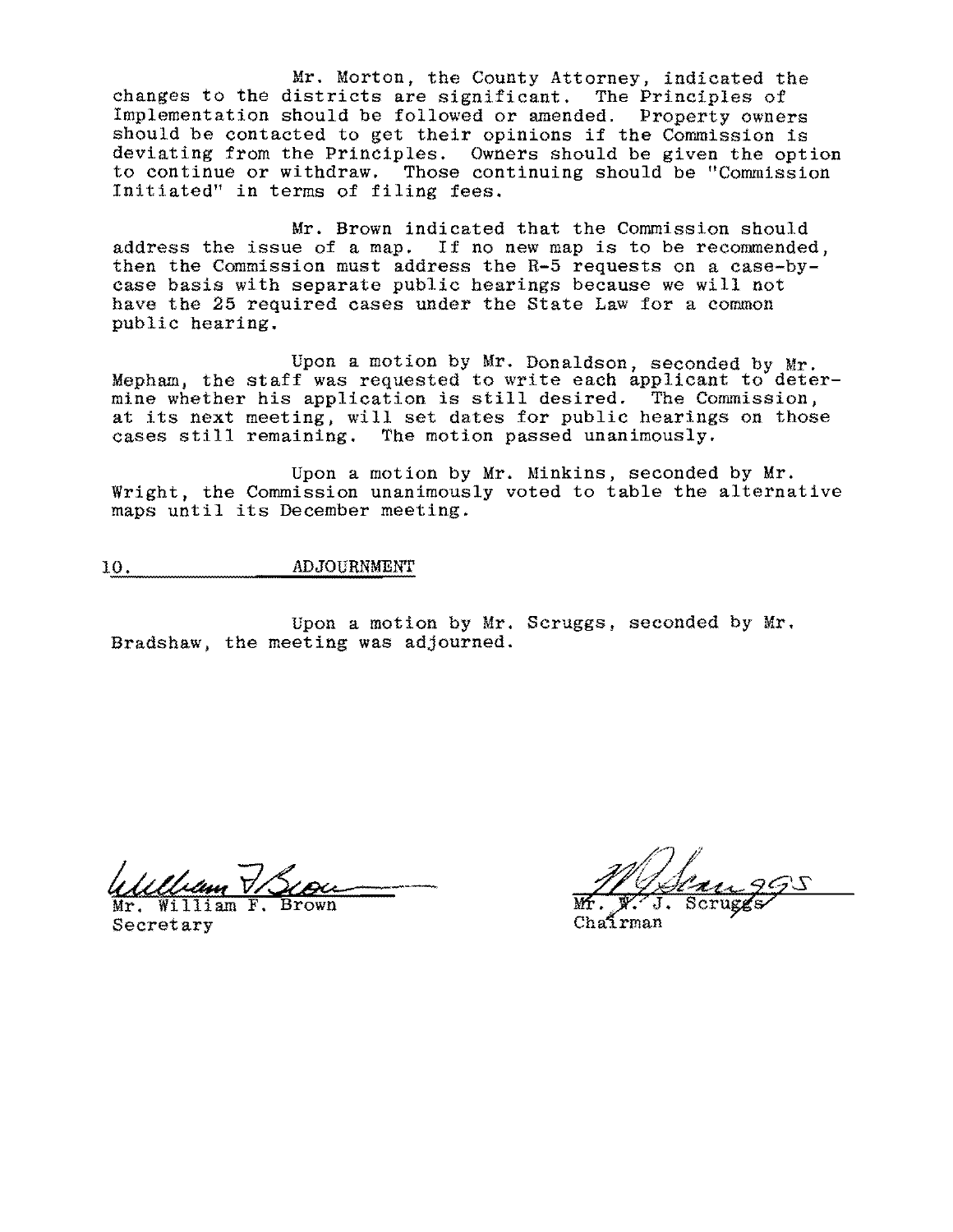Mr. Morton, the County Attorney, indicated the changes to the districts are significant. The Principles of Implementation should be followed or amended. Property owners should be contacted to get their opinions if the Commission is deviating from the Principles. Owners should be given the option to continue or withdraw. Those continuing should be "Commission Initiated" in terms of filing fees.

Mr. Brown indicated that the Commission should address the issue of a map. If no new map is to be recommended, then the Commission must address the R-5 requests on a case-by-case basis with separate public hearings because we will not have the 25 required cases under the State Law for a common public hearing.

Upon a motion by Mr. Donaldson, seconded by Mr. Mepham, the staff was requested to write each applicant to determine whether his application is still desired. The Commission, at its next meeting, will set dates for public hearings on those cases still remaining. The motion passed unanimously.

Upon a motion by Mr. Minkins, seconded by Mr. Wright, the Commission unanimously voted to table the alternative maps until its December meeting.

## 10. ADJOURNMENT

Upon a motion by Mr. Scruggs, seconded by Mr. Bradshaw, the meeting was adjourned.

Mr. William F. Brown
Secretary

Mr. W. J. Scruggs
Chairman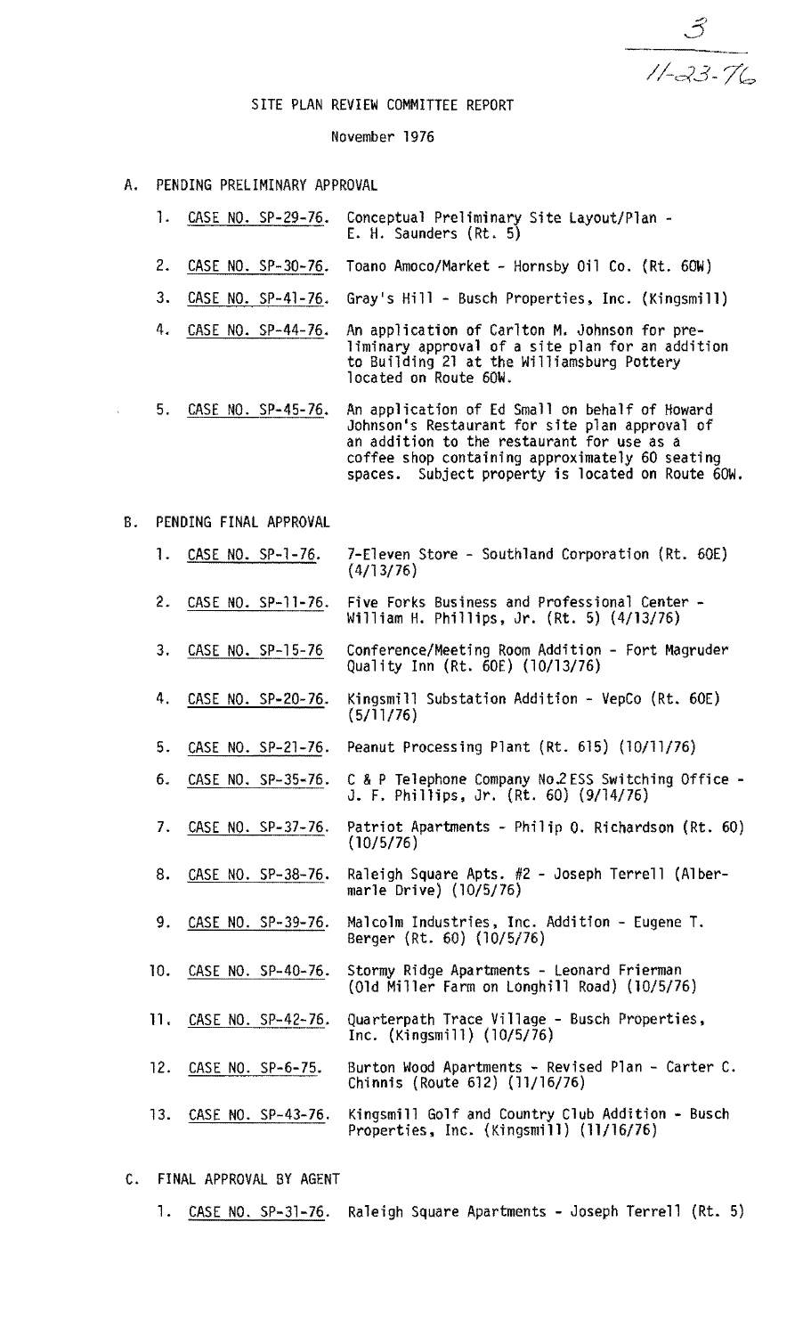3

11-23-76

# SITE PLAN REVIEW COMMITTEE REPORT

November 1976

## A. PENDING PRELIMINARY APPROVAL

1. CASE NO. SP-29-76. Conceptual Preliminary Site Layout/Plan - E. H. Saunders (Rt. 5)
2. CASE NO. SP-30-76. Toano Amoco/Market - Hornsby Oil Co. (Rt. 60W)
3. CASE NO. SP-41-76. Gray's Hill - Busch Properties, Inc. (Kingsmill)
4. CASE NO. SP-44-76. An application of Carlton M. Johnson for preliminary approval of a site plan for an addition to Building 21 at the Williamsburg Pottery located on Route 60W.
5. CASE NO. SP-45-76. An application of Ed Small on behalf of Howard Johnson's Restaurant for site plan approval of an addition to the restaurant for use as a coffee shop containing approximately 60 seating spaces. Subject property is located on Route 60W.

## B. PENDING FINAL APPROVAL

1. CASE NO. SP-1-76. 7-Eleven Store - Southland Corporation (Rt. 60E) (4/13/76)
2. CASE NO. SP-11-76. Five Forks Business and Professional Center - William H. Phillips, Jr. (Rt. 5) (4/13/76)
3. CASE NO. SP-15-76 Conference/Meeting Room Addition - Fort Magruder Quality Inn (Rt. 60E) (10/13/76)
4. CASE NO. SP-20-76. Kingsmill Substation Addition - VepCo (Rt. 60E) (5/11/76)
5. CASE NO. SP-21-76. Peanut Processing Plant (Rt. 615) (10/11/76)
6. CASE NO. SP-35-76. C & P Telephone Company No.2 ESS Switching Office - J. F. Phillips, Jr. (Rt. 60) (9/14/76)
7. CASE NO. SP-37-76. Patriot Apartments - Philip O. Richardson (Rt. 60) (10/5/76)
8. CASE NO. SP-38-76. Raleigh Square Apts. #2 - Joseph Terrell (Albermarle Drive) (10/5/76)
9. CASE NO. SP-39-76. Malcolm Industries, Inc. Addition - Eugene T. Berger (Rt. 60) (10/5/76)
10. CASE NO. SP-40-76. Stormy Ridge Apartments - Leonard Frierman (Old Miller Farm on Longhill Road) (10/5/76)
11. CASE NO. SP-42-76. Quarterpath Trace Village - Busch Properties, Inc. (Kingsmill) (10/5/76)
12. CASE NO. SP-6-75. Burton Wood Apartments - Revised Plan - Carter C. Chinnis (Route 612) (11/16/76)
13. CASE NO. SP-43-76. Kingsmill Golf and Country Club Addition - Busch Properties, Inc. (Kingsmill) (11/16/76)

## C. FINAL APPROVAL BY AGENT

1. CASE NO. SP-31-76. Raleigh Square Apartments - Joseph Terrell (Rt. 5)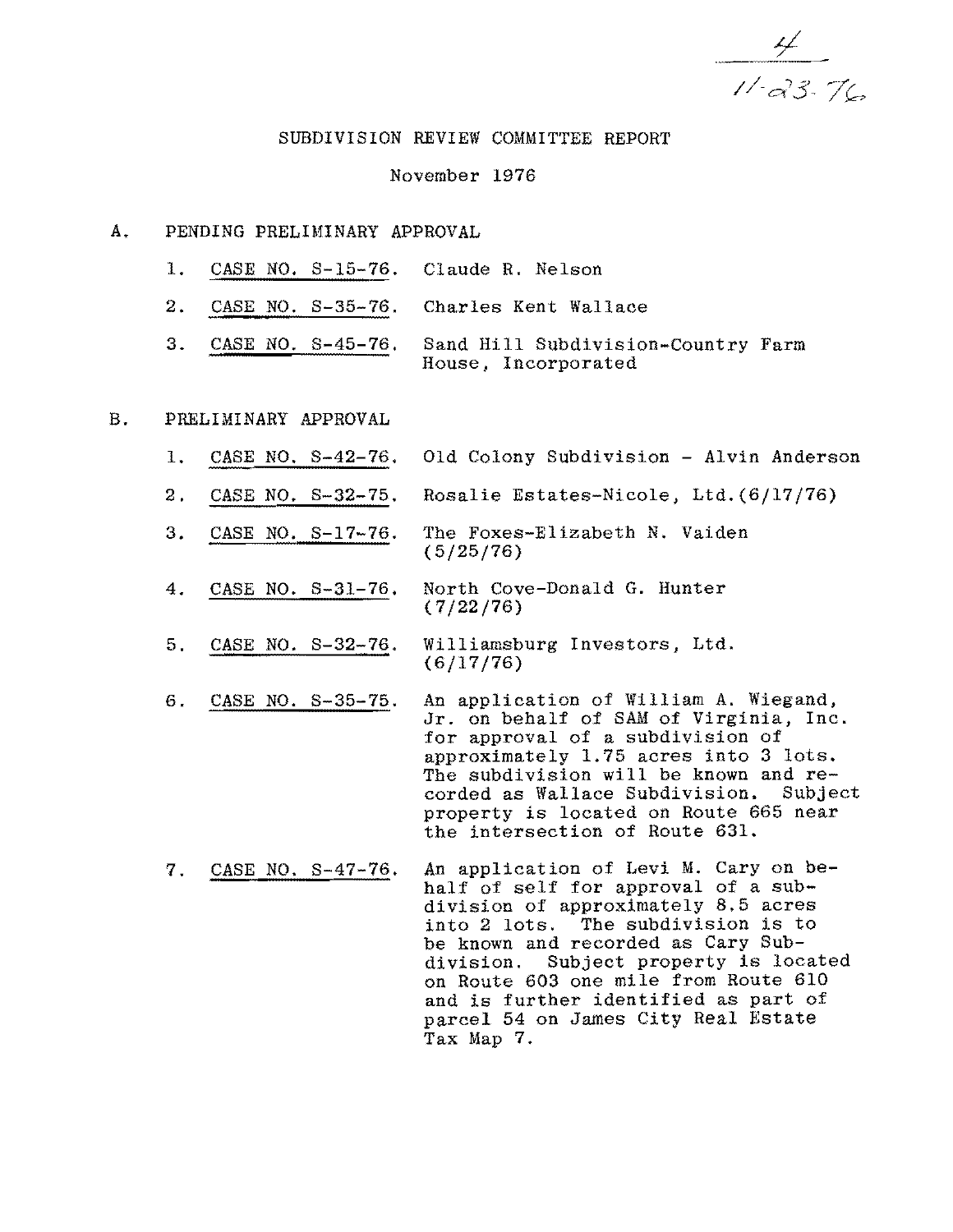4
11-23-76

# SUBDIVISION REVIEW COMMITTEE REPORT

November 1976

A. PENDING PRELIMINARY APPROVAL

1. CASE NO. S-15-76. Claude R. Nelson
2. CASE NO. S-35-76. Charles Kent Wallace
3. CASE NO. S-45-76. Sand Hill Subdivision-Country Farm House, Incorporated

B. PRELIMINARY APPROVAL

1. CASE NO. S-42-76. Old Colony Subdivision - Alvin Anderson
2. CASE NO. S-32-75. Rosalie Estates-Nicole, Ltd.(6/17/76)
3. CASE NO. S-17-76. The Foxes-Elizabeth N. Vaiden (5/25/76)
4. CASE NO. S-31-76. North Cove-Donald G. Hunter (7/22/76)
5. CASE NO. S-32-76. Williamsburg Investors, Ltd. (6/17/76)
6. CASE NO. S-35-75. An application of William A. Wiegand, Jr. on behalf of SAM of Virginia, Inc. for approval of a subdivision of approximately 1.75 acres into 3 lots. The subdivision will be known and recorded as Wallace Subdivision. Subject property is located on Route 665 near the intersection of Route 631.
7. CASE NO. S-47-76. An application of Levi M. Cary on behalf of self for approval of a subdivision of approximately 8.5 acres into 2 lots. The subdivision is to be known and recorded as Cary Subdivision. Subject property is located on Route 603 one mile from Route 610 and is further identified as part of parcel 54 on James City Real Estate Tax Map 7.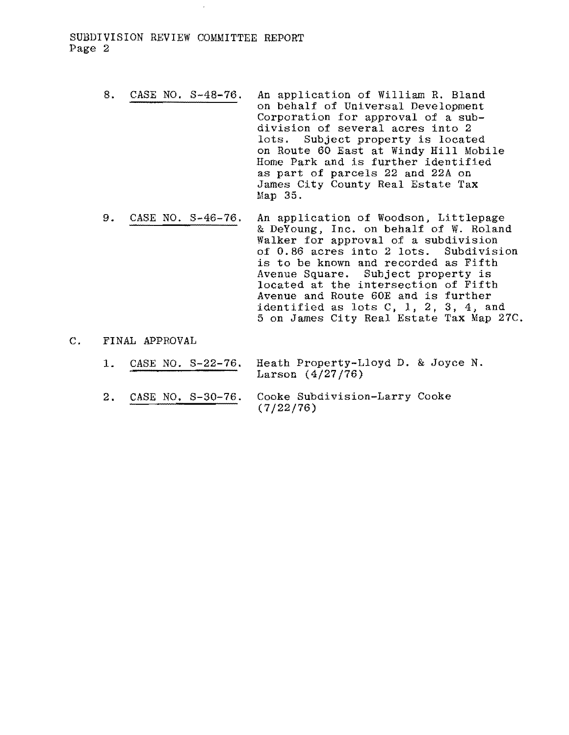8. <u>CASE NO. S-48-76.</u> An application of William R. Bland on behalf of Universal Development Corporation for approval of a subdivision of several acres into 2 lots. Subject property is located on Route 60 East at Windy Hill Mobile Home Park and is further identified as part of parcels 22 and 22A on James City County Real Estate Tax Map 35.

9. <u>CASE NO. S-46-76.</u> An application of Woodson, Littlepage & DeYoung, Inc. on behalf of W. Roland Walker for approval of a subdivision of 0.86 acres into 2 lots. Subdivision is to be known and recorded as Fifth Avenue Square. Subject property is located at the intersection of Fifth Avenue and Route 60E and is further identified as lots C, 1, 2, 3, 4, and 5 on James City Real Estate Tax Map 27C.

C. FINAL APPROVAL

1. <u>CASE NO. S-22-76.</u> Heath Property-Lloyd D. & Joyce N. Larson (4/27/76)

2. <u>CASE NO. S-30-76.</u> Cooke Subdivision-Larry Cooke (7/22/76)